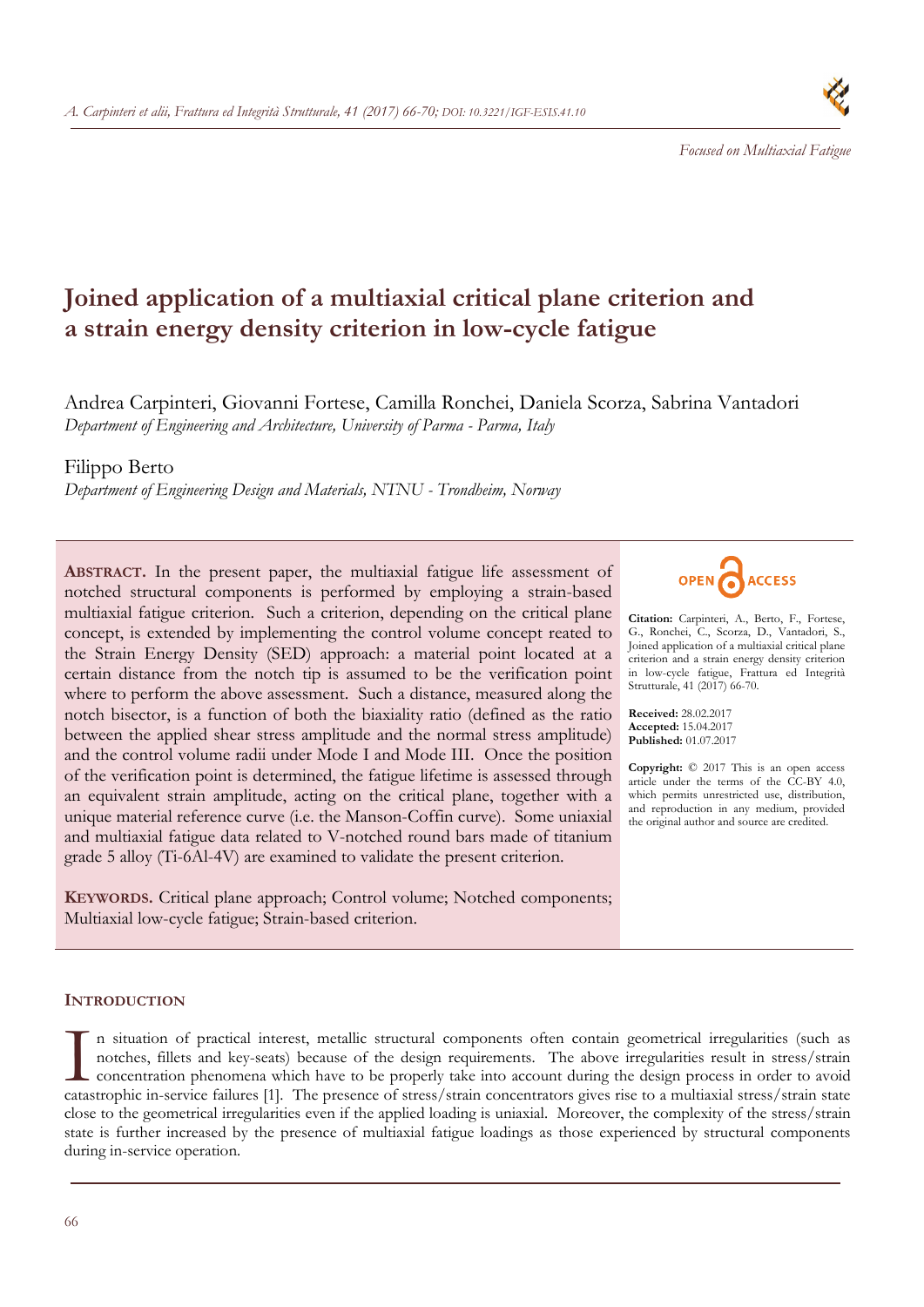*Focused on Multiaxial Fatigue*

# Joined application of a multiaxial critical plane criterion and a strain energy density criterion in low-cycle fatigue

Andrea Carpinteri, Giovanni Fortese, Camilla Ronchei, Daniela Scorza, Sabrina Vantadori
*Department of Engineering and Architecture, University of Parma - Parma, Italy*

Filippo Berto
*Department of Engineering Design and Materials, NTNU - Trondheim, Norway*

**ABSTRACT.** In the present paper, the multiaxial fatigue life assessment of notched structural components is performed by employing a strain-based multiaxial fatigue criterion. Such a criterion, depending on the critical plane concept, is extended by implementing the control volume concept reated to the Strain Energy Density (SED) approach: a material point located at a certain distance from the notch tip is assumed to be the verification point where to perform the above assessment. Such a distance, measured along the notch bisector, is a function of both the biaxiality ratio (defined as the ratio between the applied shear stress amplitude and the normal stress amplitude) and the control volume radii under Mode I and Mode III. Once the position of the verification point is determined, the fatigue lifetime is assessed through an equivalent strain amplitude, acting on the critical plane, together with a unique material reference curve (i.e. the Manson-Coffin curve). Some uniaxial and multiaxial fatigue data related to V-notched round bars made of titanium grade 5 alloy (Ti-6Al-4V) are examined to validate the present criterion.

**KEYWORDS.** Critical plane approach; Control volume; Notched components; Multiaxial low-cycle fatigue; Strain-based criterion.

OPEN ACCESS

**Citation:** Carpinteri, A., Berto, F., Fortese, G., Ronchei, C., Scorza, D., Vantadori, S., Joined application of a multiaxial critical plane criterion and a strain energy density criterion in low-cycle fatigue, Frattura ed Integrità Strutturale, 41 (2017) 66-70.

**Received:** 28.02.2017
**Accepted:** 15.04.2017
**Published:** 01.07.2017

**Copyright:** © 2017 This is an open access article under the terms of the CC-BY 4.0, which permits unrestricted use, distribution, and reproduction in any medium, provided the original author and source are credited.

## INTRODUCTION

In situation of practical interest, metallic structural components often contain geometrical irregularities (such as notches, fillets and key-seats) because of the design requirements. The above irregularities result in stress/strain concentration phenomena which have to be properly take into account during the design process in order to avoid catastrophic in-service failures [1]. The presence of stress/strain concentrators gives rise to a multiaxial stress/strain state close to the geometrical irregularities even if the applied loading is uniaxial. Moreover, the complexity of the stress/strain state is further increased by the presence of multiaxial fatigue loadings as those experienced by structural components during in-service operation.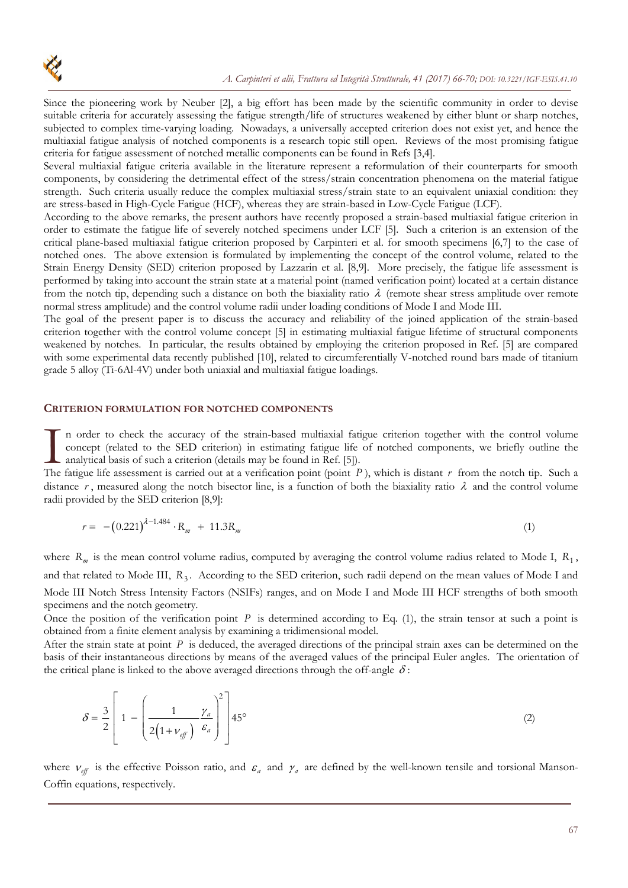Since the pioneering work by Neuber [2], a big effort has been made by the scientific community in order to devise suitable criteria for accurately assessing the fatigue strength/life of structures weakened by either blunt or sharp notches, subjected to complex time-varying loading. Nowadays, a universally accepted criterion does not exist yet, and hence the multiaxial fatigue analysis of notched components is a research topic still open. Reviews of the most promising fatigue criteria for fatigue assessment of notched metallic components can be found in Refs [3,4].

Several multiaxial fatigue criteria available in the literature represent a reformulation of their counterparts for smooth components, by considering the detrimental effect of the stress/strain concentration phenomena on the material fatigue strength. Such criteria usually reduce the complex multiaxial stress/strain state to an equivalent uniaxial condition: they are stress-based in High-Cycle Fatigue (HCF), whereas they are strain-based in Low-Cycle Fatigue (LCF).

According to the above remarks, the present authors have recently proposed a strain-based multiaxial fatigue criterion in order to estimate the fatigue life of severely notched specimens under LCF [5]. Such a criterion is an extension of the critical plane-based multiaxial fatigue criterion proposed by Carpinteri et al. for smooth specimens [6,7] to the case of notched ones. The above extension is formulated by implementing the concept of the control volume, related to the Strain Energy Density (SED) criterion proposed by Lazzarin et al. [8,9]. More precisely, the fatigue life assessment is performed by taking into account the strain state at a material point (named verification point) located at a certain distance from the notch tip, depending such a distance on both the biaxiality ratio $\lambda$ (remote shear stress amplitude over remote normal stress amplitude) and the control volume radii under loading conditions of Mode I and Mode III.

The goal of the present paper is to discuss the accuracy and reliability of the joined application of the strain-based criterion together with the control volume concept [5] in estimating multiaxial fatigue lifetime of structural components weakened by notches. In particular, the results obtained by employing the criterion proposed in Ref. [5] are compared with some experimental data recently published [10], related to circumferentially V-notched round bars made of titanium grade 5 alloy (Ti-6Al-4V) under both uniaxial and multiaxial fatigue loadings.

## CRITERION FORMULATION FOR NOTCHED COMPONENTS

In order to check the accuracy of the strain-based multiaxial fatigue criterion together with the control volume concept (related to the SED criterion) in estimating fatigue life of notched components, we briefly outline the analytical basis of such a criterion (details may be found in Ref. [5]).

The fatigue life assessment is carried out at a verification point (point $P$), which is distant $r$ from the notch tip. Such a distance $r$, measured along the notch bisector line, is a function of both the biaxiality ratio $\lambda$ and the control volume radii provided by the SED criterion [8,9]:

$$r = -\left(0.221\right)^{\lambda - 1.484} \cdot R_m + 11.3 R_m \tag{1}$$

where $R_m$ is the mean control volume radius, computed by averaging the control volume radius related to Mode I, $R_1$, and that related to Mode III, $R_3$. According to the SED criterion, such radii depend on the mean values of Mode I and Mode III Notch Stress Intensity Factors (NSIFs) ranges, and on Mode I and Mode III HCF strengths of both smooth specimens and the notch geometry.

Once the position of the verification point $P$ is determined according to Eq. (1), the strain tensor at such a point is obtained from a finite element analysis by examining a tridimensional model.

After the strain state at point $P$ is deduced, the averaged directions of the principal strain axes can be determined on the basis of their instantaneous directions by means of the averaged values of the principal Euler angles. The orientation of the critical plane is linked to the above averaged directions through the off-angle $\delta$:

$$\delta = \frac{3}{2}\left[1 - \left(\frac{1}{2\left(1+\nu_{eff}\right)}\frac{\gamma_a}{\varepsilon_a}\right)^2\right]45° \tag{2}$$

where $\nu_{eff}$ is the effective Poisson ratio, and $\varepsilon_a$ and $\gamma_a$ are defined by the well-known tensile and torsional Manson-Coffin equations, respectively.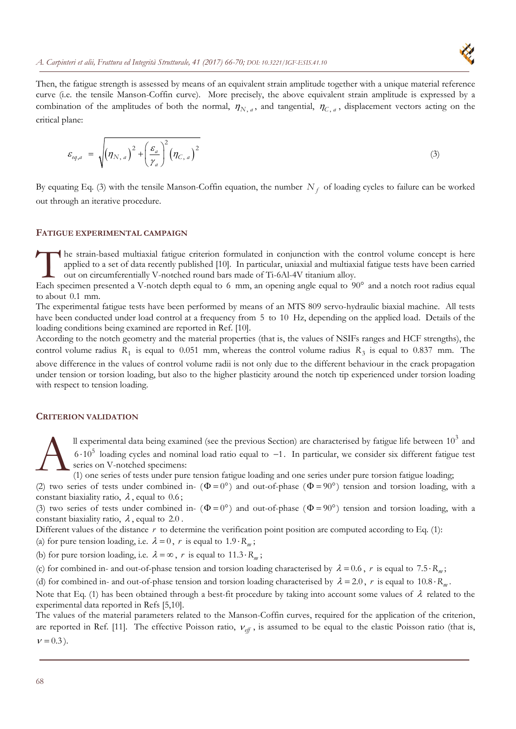Then, the fatigue strength is assessed by means of an equivalent strain amplitude together with a unique material reference curve (i.e. the tensile Manson-Coffin curve). More precisely, the above equivalent strain amplitude is expressed by a combination of the amplitudes of both the normal, $\eta_{N,a}$, and tangential, $\eta_{C,a}$, displacement vectors acting on the critical plane:

$$\varepsilon_{eq,a} = \sqrt{\left(\eta_{N,a}\right)^2 + \left(\frac{\varepsilon_a}{\gamma_a}\right)^2 \left(\eta_{C,a}\right)^2} \tag{3}$$

By equating Eq. (3) with the tensile Manson-Coffin equation, the number $N_f$ of loading cycles to failure can be worked out through an iterative procedure.

## FATIGUE EXPERIMENTAL CAMPAIGN

The strain-based multiaxial fatigue criterion formulated in conjunction with the control volume concept is here applied to a set of data recently published [10]. In particular, uniaxial and multiaxial fatigue tests have been carried out on circumferentially V-notched round bars made of Ti-6Al-4V titanium alloy.

Each specimen presented a V-notch depth equal to 6 mm, an opening angle equal to 90° and a notch root radius equal to about 0.1 mm.

The experimental fatigue tests have been performed by means of an MTS 809 servo-hydraulic biaxial machine. All tests have been conducted under load control at a frequency from 5 to 10 Hz, depending on the applied load. Details of the loading conditions being examined are reported in Ref. [10].

According to the notch geometry and the material properties (that is, the values of NSIFs ranges and HCF strengths), the control volume radius $R_1$ is equal to 0.051 mm, whereas the control volume radius $R_3$ is equal to 0.837 mm. The above difference in the values of control volume radii is not only due to the different behaviour in the crack propagation under tension or torsion loading, but also to the higher plasticity around the notch tip experienced under torsion loading with respect to tension loading.

## CRITERION VALIDATION

All experimental data being examined (see the previous Section) are characterised by fatigue life between $10^3$ and $6 \cdot 10^5$ loading cycles and nominal load ratio equal to $-1$. In particular, we consider six different fatigue test series on V-notched specimens:

(1) one series of tests under pure tension fatigue loading and one series under pure torsion fatigue loading;

(2) two series of tests under combined in- ($\Phi = 0°$) and out-of-phase ($\Phi = 90°$) tension and torsion loading, with a constant biaxiality ratio, $\lambda$, equal to 0.6;

(3) two series of tests under combined in- ($\Phi = 0°$) and out-of-phase ($\Phi = 90°$) tension and torsion loading, with a constant biaxiality ratio, $\lambda$, equal to 2.0.

Different values of the distance $r$ to determine the verification point position are computed according to Eq. (1):

(a) for pure tension loading, i.e. $\lambda = 0$, $r$ is equal to $1.9 \cdot R_m$;

(b) for pure torsion loading, i.e. $\lambda = \infty$, $r$ is equal to $11.3 \cdot R_m$;

(c) for combined in- and out-of-phase tension and torsion loading characterised by $\lambda = 0.6$, $r$ is equal to $7.5 \cdot R_m$;

(d) for combined in- and out-of-phase tension and torsion loading characterised by $\lambda = 2.0$, $r$ is equal to $10.8 \cdot R_m$.

Note that Eq. (1) has been obtained through a best-fit procedure by taking into account some values of $\lambda$ related to the experimental data reported in Refs [5,10].

The values of the material parameters related to the Manson-Coffin curves, required for the application of the criterion, are reported in Ref. [11]. The effective Poisson ratio, $\nu_{eff}$, is assumed to be equal to the elastic Poisson ratio (that is, $\nu = 0.3$).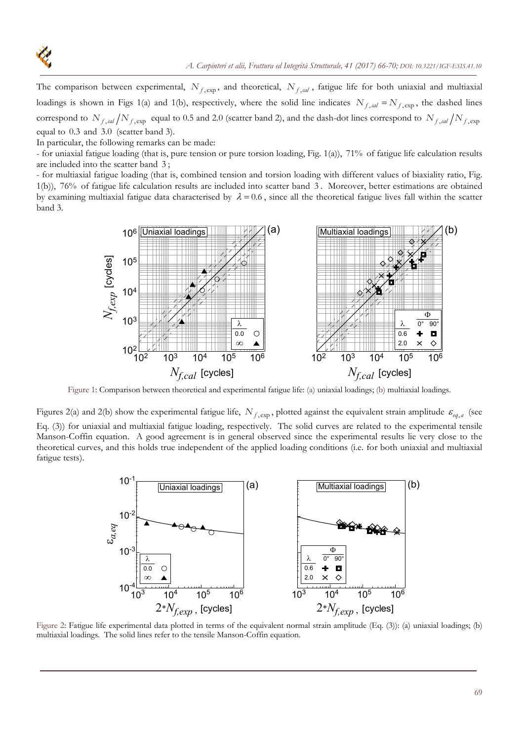The comparison between experimental, $N_{f,\exp}$, and theoretical, $N_{f,cal}$, fatigue life for both uniaxial and multiaxial loadings is shown in Figs 1(a) and 1(b), respectively, where the solid line indicates $N_{f,cal} = N_{f,\exp}$, the dashed lines correspond to $N_{f,cal}/N_{f,\exp}$ equal to 0.5 and 2.0 (scatter band 2), and the dash-dot lines correspond to $N_{f,cal}/N_{f,\exp}$ equal to 0.3 and 3.0 (scatter band 3).

In particular, the following remarks can be made:

- for uniaxial fatigue loading (that is, pure tension or pure torsion loading, Fig. 1(a)), 71% of fatigue life calculation results are included into the scatter band 3;
- for multiaxial fatigue loading (that is, combined tension and torsion loading with different values of biaxiality ratio, Fig. 1(b)), 76% of fatigue life calculation results are included into scatter band 3. Moreover, better estimations are obtained by examining multiaxial fatigue data characterised by $\lambda = 0.6$, since all the theoretical fatigue lives fall within the scatter band 3.

Figure 1: Comparison between theoretical and experimental fatigue life: (a) uniaxial loadings; (b) multiaxial loadings.

Figures 2(a) and 2(b) show the experimental fatigue life, $N_{f,\exp}$, plotted against the equivalent strain amplitude $\varepsilon_{eq,a}$ (see Eq. (3)) for uniaxial and multiaxial fatigue loading, respectively. The solid curves are related to the experimental tensile Manson-Coffin equation. A good agreement is in general observed since the experimental results lie very close to the theoretical curves, and this holds true independent of the applied loading conditions (i.e. for both uniaxial and multiaxial fatigue tests).

Figure 2: Fatigue life experimental data plotted in terms of the equivalent normal strain amplitude (Eq. (3)): (a) uniaxial loadings; (b) multiaxial loadings. The solid lines refer to the tensile Manson-Coffin equation.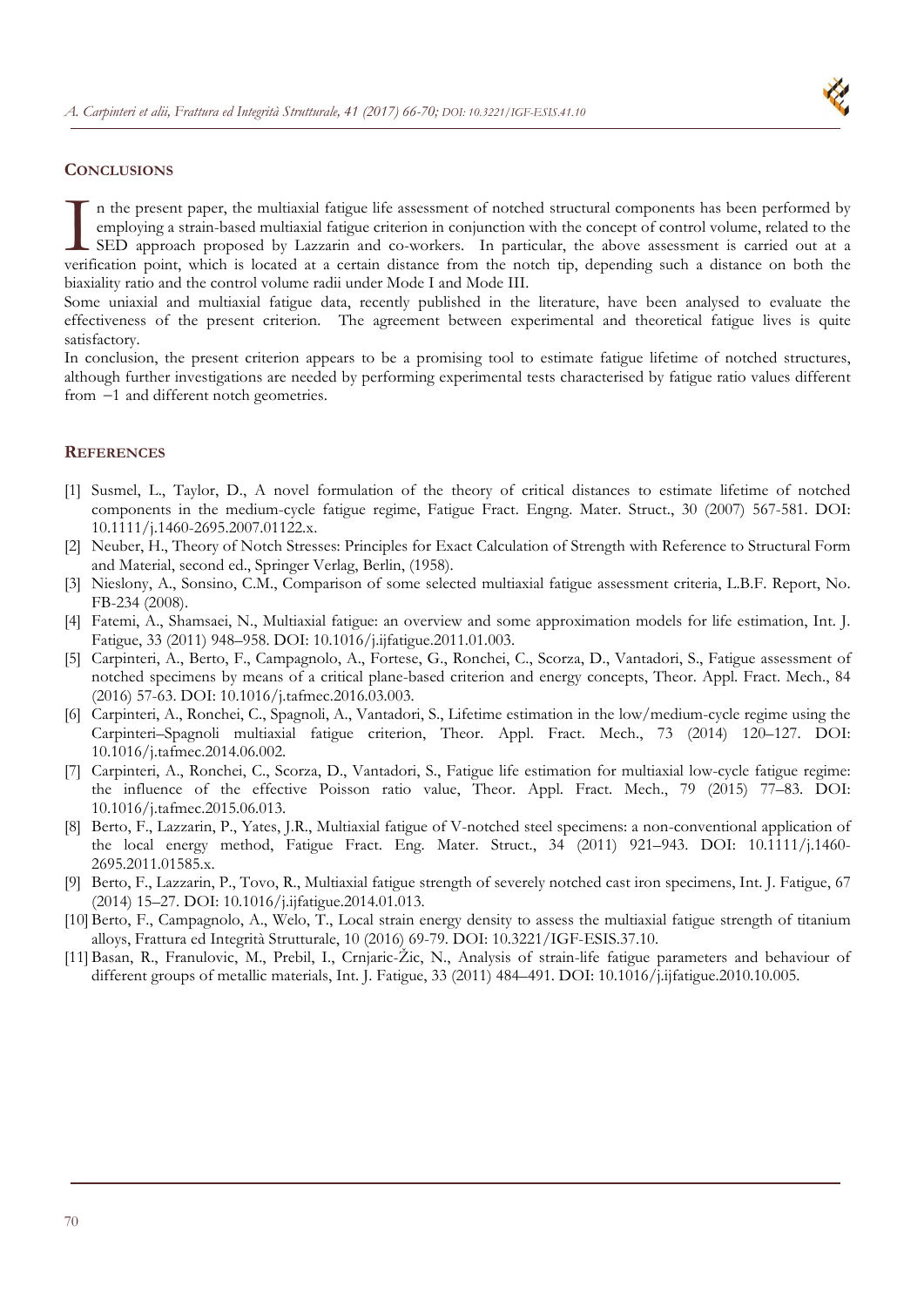## CONCLUSIONS

In the present paper, the multiaxial fatigue life assessment of notched structural components has been performed by employing a strain-based multiaxial fatigue criterion in conjunction with the concept of control volume, related to the SED approach proposed by Lazzarin and co-workers. In particular, the above assessment is carried out at a verification point, which is located at a certain distance from the notch tip, depending such a distance on both the biaxiality ratio and the control volume radii under Mode I and Mode III.

Some uniaxial and multiaxial fatigue data, recently published in the literature, have been analysed to evaluate the effectiveness of the present criterion. The agreement between experimental and theoretical fatigue lives is quite satisfactory.

In conclusion, the present criterion appears to be a promising tool to estimate fatigue lifetime of notched structures, although further investigations are needed by performing experimental tests characterised by fatigue ratio values different from −1 and different notch geometries.

## REFERENCES

[1] Susmel, L., Taylor, D., A novel formulation of the theory of critical distances to estimate lifetime of notched components in the medium-cycle fatigue regime, Fatigue Fract. Engng. Mater. Struct., 30 (2007) 567-581. DOI: 10.1111/j.1460-2695.2007.01122.x.

[2] Neuber, H., Theory of Notch Stresses: Principles for Exact Calculation of Strength with Reference to Structural Form and Material, second ed., Springer Verlag, Berlin, (1958).

[3] Nieslony, A., Sonsino, C.M., Comparison of some selected multiaxial fatigue assessment criteria, L.B.F. Report, No. FB-234 (2008).

[4] Fatemi, A., Shamsaei, N., Multiaxial fatigue: an overview and some approximation models for life estimation, Int. J. Fatigue, 33 (2011) 948–958. DOI: 10.1016/j.ijfatigue.2011.01.003.

[5] Carpinteri, A., Berto, F., Campagnolo, A., Fortese, G., Ronchei, C., Scorza, D., Vantadori, S., Fatigue assessment of notched specimens by means of a critical plane-based criterion and energy concepts, Theor. Appl. Fract. Mech., 84 (2016) 57-63. DOI: 10.1016/j.tafmec.2016.03.003.

[6] Carpinteri, A., Ronchei, C., Spagnoli, A., Vantadori, S., Lifetime estimation in the low/medium-cycle regime using the Carpinteri–Spagnoli multiaxial fatigue criterion, Theor. Appl. Fract. Mech., 73 (2014) 120–127. DOI: 10.1016/j.tafmec.2014.06.002.

[7] Carpinteri, A., Ronchei, C., Scorza, D., Vantadori, S., Fatigue life estimation for multiaxial low-cycle fatigue regime: the influence of the effective Poisson ratio value, Theor. Appl. Fract. Mech., 79 (2015) 77–83. DOI: 10.1016/j.tafmec.2015.06.013.

[8] Berto, F., Lazzarin, P., Yates, J.R., Multiaxial fatigue of V-notched steel specimens: a non-conventional application of the local energy method, Fatigue Fract. Eng. Mater. Struct., 34 (2011) 921–943. DOI: 10.1111/j.1460-2695.2011.01585.x.

[9] Berto, F., Lazzarin, P., Tovo, R., Multiaxial fatigue strength of severely notched cast iron specimens, Int. J. Fatigue, 67 (2014) 15–27. DOI: 10.1016/j.ijfatigue.2014.01.013.

[10] Berto, F., Campagnolo, A., Welo, T., Local strain energy density to assess the multiaxial fatigue strength of titanium alloys, Frattura ed Integrità Strutturale, 10 (2016) 69-79. DOI: 10.3221/IGF-ESIS.37.10.

[11] Basan, R., Franulovic, M., Prebil, I., Crnjaric-Žic, N., Analysis of strain-life fatigue parameters and behaviour of different groups of metallic materials, Int. J. Fatigue, 33 (2011) 484–491. DOI: 10.1016/j.ijfatigue.2010.10.005.